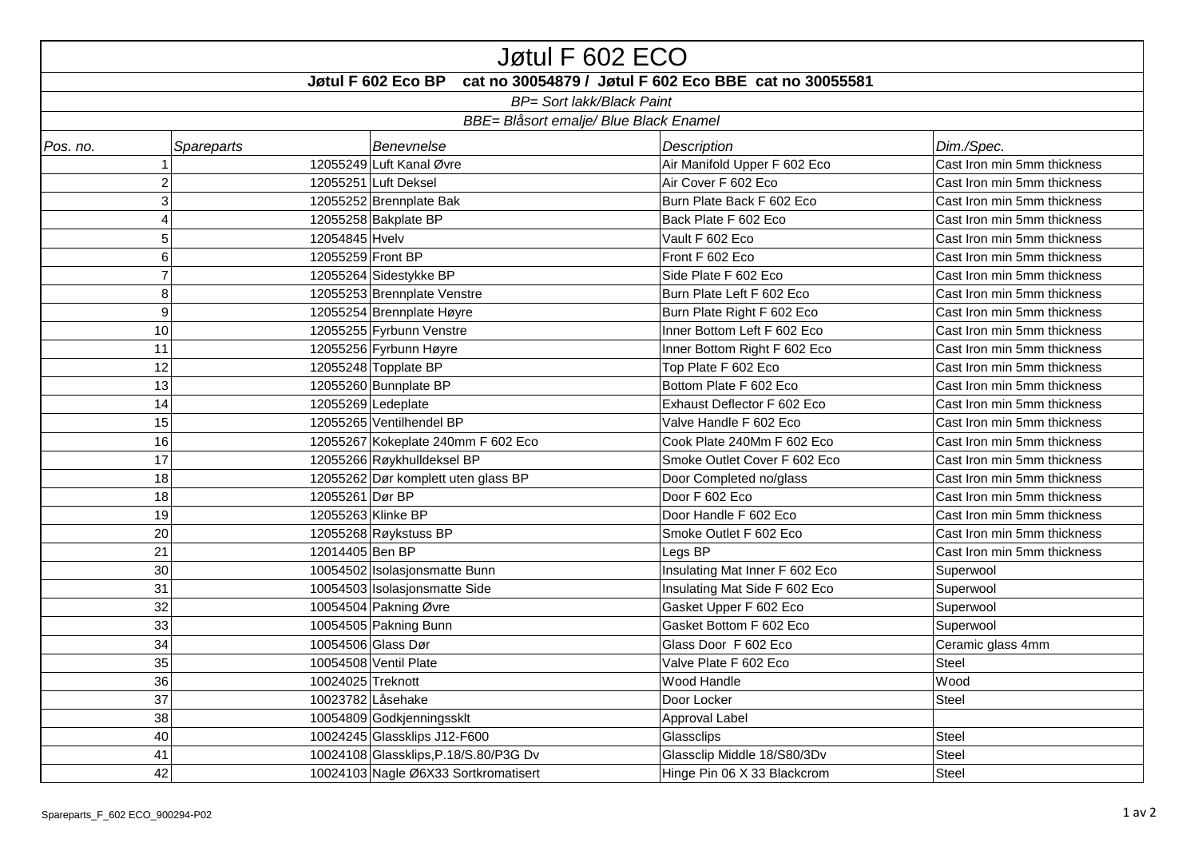# Jøtul F 602 ECO

**Jøtul F 602 Eco BP cat no 30054879 / Jøtul F 602 Eco BBE cat no 30055581**

*BP= Sort lakk/Black Paint*

*BBE= Blåsort emalje/ Blue Black Enamel*

| *Pos. no.* | *Spareparts* | *Benevnelse* | *Description* | *Dim./Spec.* |
|---|---|---|---|---|
| 1 | 12055249 | Luft Kanal Øvre | Air Manifold Upper F 602 Eco | Cast Iron min 5mm thickness |
| 2 | 12055251 | Luft Deksel | Air Cover F 602 Eco | Cast Iron min 5mm thickness |
| 3 | 12055252 | Brennplate Bak | Burn Plate Back F 602 Eco | Cast Iron min 5mm thickness |
| 4 | 12055258 | Bakplate BP | Back Plate F 602 Eco | Cast Iron min 5mm thickness |
| 5 | 12054845 | Hvelv | Vault F 602 Eco | Cast Iron min 5mm thickness |
| 6 | 12055259 | Front BP | Front F 602 Eco | Cast Iron min 5mm thickness |
| 7 | 12055264 | Sidestykke BP | Side Plate F 602 Eco | Cast Iron min 5mm thickness |
| 8 | 12055253 | Brennplate Venstre | Burn Plate Left F 602 Eco | Cast Iron min 5mm thickness |
| 9 | 12055254 | Brennplate Høyre | Burn Plate Right F 602 Eco | Cast Iron min 5mm thickness |
| 10 | 12055255 | Fyrbunn Venstre | Inner Bottom Left F 602 Eco | Cast Iron min 5mm thickness |
| 11 | 12055256 | Fyrbunn Høyre | Inner Bottom Right F 602 Eco | Cast Iron min 5mm thickness |
| 12 | 12055248 | Topplate BP | Top Plate F 602 Eco | Cast Iron min 5mm thickness |
| 13 | 12055260 | Bunnplate BP | Bottom Plate F 602 Eco | Cast Iron min 5mm thickness |
| 14 | 12055269 | Ledeplate | Exhaust Deflector F 602 Eco | Cast Iron min 5mm thickness |
| 15 | 12055265 | Ventilhendel BP | Valve Handle F 602 Eco | Cast Iron min 5mm thickness |
| 16 | 12055267 | Kokeplate 240mm F 602 Eco | Cook Plate 240Mm F 602 Eco | Cast Iron min 5mm thickness |
| 17 | 12055266 | Røykhulldeksel BP | Smoke Outlet Cover F 602 Eco | Cast Iron min 5mm thickness |
| 18 | 12055262 | Dør komplett uten glass BP | Door Completed no/glass | Cast Iron min 5mm thickness |
| 18 | 12055261 | Dør BP | Door F 602 Eco | Cast Iron min 5mm thickness |
| 19 | 12055263 | Klinke BP | Door Handle F 602 Eco | Cast Iron min 5mm thickness |
| 20 | 12055268 | Røykstuss BP | Smoke Outlet F 602 Eco | Cast Iron min 5mm thickness |
| 21 | 12014405 | Ben BP | Legs BP | Cast Iron min 5mm thickness |
| 30 | 10054502 | Isolasjonsmatte Bunn | Insulating Mat Inner F 602 Eco | Superwool |
| 31 | 10054503 | Isolasjonsmatte Side | Insulating Mat Side F 602 Eco | Superwool |
| 32 | 10054504 | Pakning Øvre | Gasket Upper F 602 Eco | Superwool |
| 33 | 10054505 | Pakning Bunn | Gasket Bottom F 602 Eco | Superwool |
| 34 | 10054506 | Glass Dør | Glass Door F 602 Eco | Ceramic glass 4mm |
| 35 | 10054508 | Ventil Plate | Valve Plate F 602 Eco | Steel |
| 36 | 10024025 | Treknott | Wood Handle | Wood |
| 37 | 10023782 | Låsehake | Door Locker | Steel |
| 38 | 10054809 | Godkjenningssklt | Approval Label | |
| 40 | 10024245 | Glassklips J12-F600 | Glassclips | Steel |
| 41 | 10024108 | Glassklips,P.18/S.80/P3G Dv | Glassclip Middle 18/S80/3Dv | Steel |
| 42 | 10024103 | Nagle Ø6X33 Sortkromatisert | Hinge Pin 06 X 33 Blackcrom | Steel |

Spareparts_F_602 ECO_900294-P02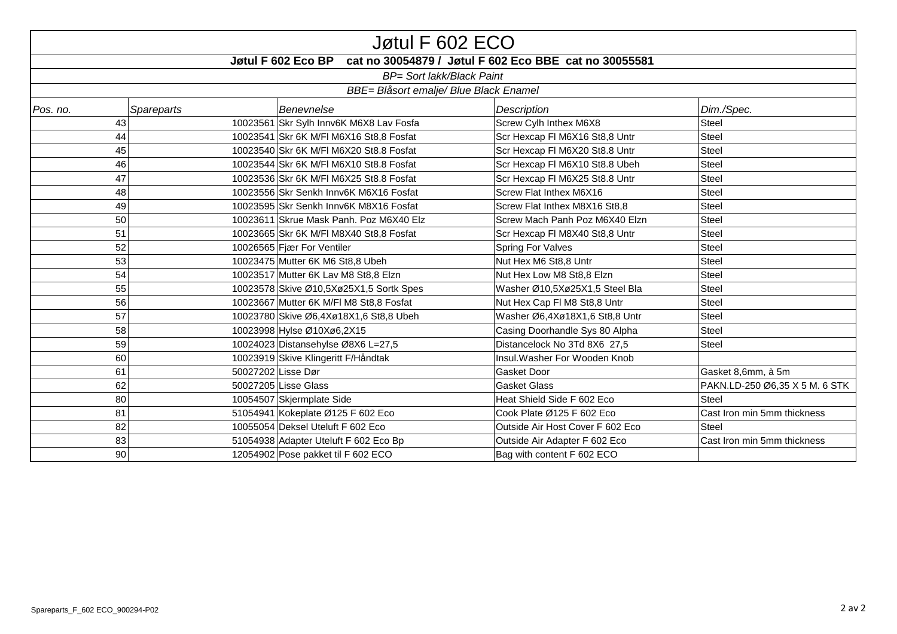# Jøtul F 602 ECO

**Jøtul F 602 Eco BP cat no 30054879 / Jøtul F 602 Eco BBE cat no 30055581**

*BP= Sort lakk/Black Paint*

*BBE= Blåsort emalje/ Blue Black Enamel*

| *Pos. no.* | *Spareparts* | *Benevnelse* | *Description* | *Dim./Spec.* |
|---|---|---|---|---|
| 43 | 10023561 | Skr Sylh Innv6K M6X8 Lav Fosfa | Screw Cylh Inthex M6X8 | Steel |
| 44 | 10023541 | Skr 6K M/Fl M6X16 St8.8 Fosfat | Scr Hexcap Fl M6X16 St8,8 Untr | Steel |
| 45 | 10023540 | Skr 6K M/Fl M6X20 St8.8 Fosfat | Scr Hexcap Fl M6X20 St8.8 Untr | Steel |
| 46 | 10023544 | Skr 6K M/Fl M6X10 St8.8 Fosfat | Scr Hexcap Fl M6X10 St8.8 Ubeh | Steel |
| 47 | 10023536 | Skr 6K M/Fl M6X25 St8.8 Fosfat | Scr Hexcap Fl M6X25 St8.8 Untr | Steel |
| 48 | 10023556 | Skr Senkh Innv6K M6X16 Fosfat | Screw Flat Inthex M6X16 | Steel |
| 49 | 10023595 | Skr Senkh Innv6K M8X16 Fosfat | Screw Flat Inthex M8X16 St8,8 | Steel |
| 50 | 10023611 | Skrue Mask Panh. Poz M6X40 Elz | Screw Mach Panh Poz M6X40 Elzn | Steel |
| 51 | 10023665 | Skr 6K M/Fl M8X40 St8,8 Fosfat | Scr Hexcap Fl M8X40 St8,8 Untr | Steel |
| 52 | 10026565 | Fjær For Ventiler | Spring For Valves | Steel |
| 53 | 10023475 | Mutter 6K M6 St8,8 Ubeh | Nut Hex M6 St8,8 Untr | Steel |
| 54 | 10023517 | Mutter 6K Lav M8 St8,8 Elzn | Nut Hex Low M8 St8,8 Elzn | Steel |
| 55 | 10023578 | Skive Ø10,5Xø25X1,5 Sortk Spes | Washer Ø10,5Xø25X1,5 Steel Bla | Steel |
| 56 | 10023667 | Mutter 6K M/Fl M8 St8,8 Fosfat | Nut Hex Cap Fl M8 St8,8 Untr | Steel |
| 57 | 10023780 | Skive Ø6,4Xø18X1,6 St8,8 Ubeh | Washer Ø6,4Xø18X1,6 St8,8 Untr | Steel |
| 58 | 10023998 | Hylse Ø10Xø6,2X15 | Casing Doorhandle Sys 80 Alpha | Steel |
| 59 | 10024023 | Distansehylse Ø8X6 L=27,5 | Distancelock No 3Td 8X6 27,5 | Steel |
| 60 | 10023919 | Skive Klingeritt F/Håndtak | Insul.Washer For Wooden Knob | |
| 61 | 50027202 | Lisse Dør | Gasket Door | Gasket 8,6mm, à 5m |
| 62 | 50027205 | Lisse Glass | Gasket Glass | PAKN.LD-250 Ø6,35 X 5 M. 6 STK |
| 80 | 10054507 | Skjermplate Side | Heat Shield Side F 602 Eco | Steel |
| 81 | 51054941 | Kokeplate Ø125 F 602 Eco | Cook Plate Ø125 F 602 Eco | Cast Iron min 5mm thickness |
| 82 | 10055054 | Deksel Uteluft F 602 Eco | Outside Air Host Cover F 602 Eco | Steel |
| 83 | 51054938 | Adapter Uteluft F 602 Eco Bp | Outside Air Adapter F 602 Eco | Cast Iron min 5mm thickness |
| 90 | 12054902 | Pose pakket til F 602 ECO | Bag with content F 602 ECO | |

Spareparts_F_602 ECO_900294-P02